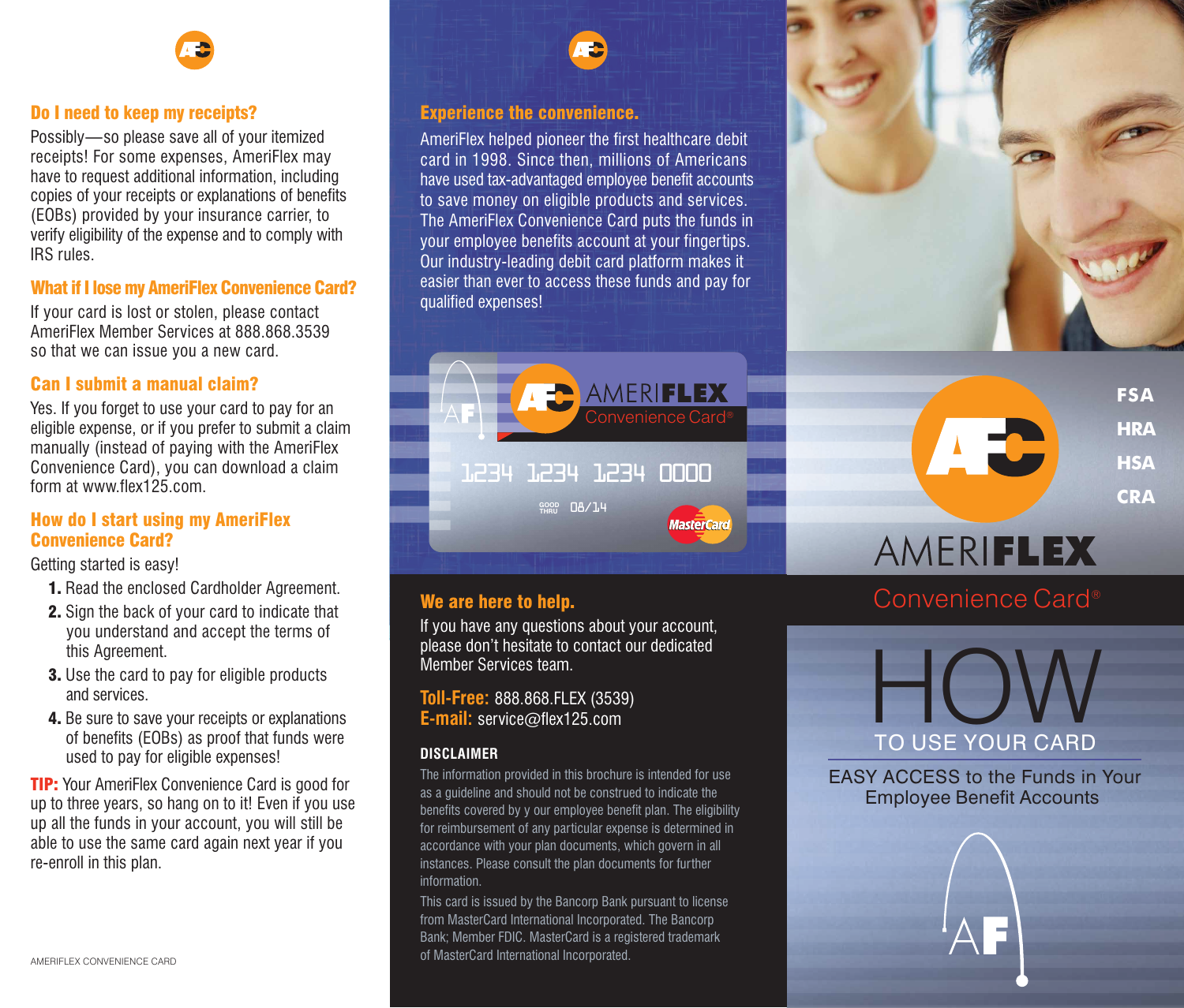## Do I need to keep my receipts?

Possibly—so please save all of your itemized receipts! For some expenses, AmeriFlex may have to request additional information, including copies of your receipts or explanations of benefits (EOBs) provided by your insurance carrier, to verify eligibility of the expense and to comply with IRS rules.

## What if I lose my AmeriFlex Convenience Card?

If your card is lost or stolen, please contact AmeriFlex Member Services at 888.868.3539 so that we can issue you a new card.

## Can I submit a manual claim?

Yes. If you forget to use your card to pay for an eligible expense, or if you prefer to submit a claim manually (instead of paying with the AmeriFlex Convenience Card), you can download a claim form at www.flex125.com.

## How do I start using my AmeriFlex Convenience Card?

Getting started is easy!

1. Read the enclosed Cardholder Agreement.
2. Sign the back of your card to indicate that you understand and accept the terms of this Agreement.
3. Use the card to pay for eligible products and services.
4. Be sure to save your receipts or explanations of benefits (EOBs) as proof that funds were used to pay for eligible expenses!

**TIP:** Your AmeriFlex Convenience Card is good for up to three years, so hang on to it! Even if you use up all the funds in your account, you will still be able to use the same card again next year if you re-enroll in this plan.

## Experience the convenience.

AmeriFlex helped pioneer the first healthcare debit card in 1998. Since then, millions of Americans have used tax-advantaged employee benefit accounts to save money on eligible products and services. The AmeriFlex Convenience Card puts the funds in your employee benefits account at your fingertips. Our industry-leading debit card platform makes it easier than ever to access these funds and pay for qualified expenses!

AMERIFLEX Convenience Card®

1234 1234 1234 0000

GOOD THRU 08/14

MasterCard

## We are here to help.

If you have any questions about your account, please don't hesitate to contact our dedicated Member Services team.

**Toll-Free:** 888.868.FLEX (3539)
**E-mail:** service@flex125.com

### DISCLAIMER

The information provided in this brochure is intended for use as a guideline and should not be construed to indicate the benefits covered by y our employee benefit plan. The eligibility for reimbursement of any particular expense is determined in accordance with your plan documents, which govern in all instances. Please consult the plan documents for further information.

This card is issued by the Bancorp Bank pursuant to license from MasterCard International Incorporated. The Bancorp Bank; Member FDIC. MasterCard is a registered trademark of MasterCard International Incorporated.

FSA
HRA
HSA
CRA

AMERIFLEX
Convenience Card®

# HOW TO USE YOUR CARD

EASY ACCESS to the Funds in Your Employee Benefit Accounts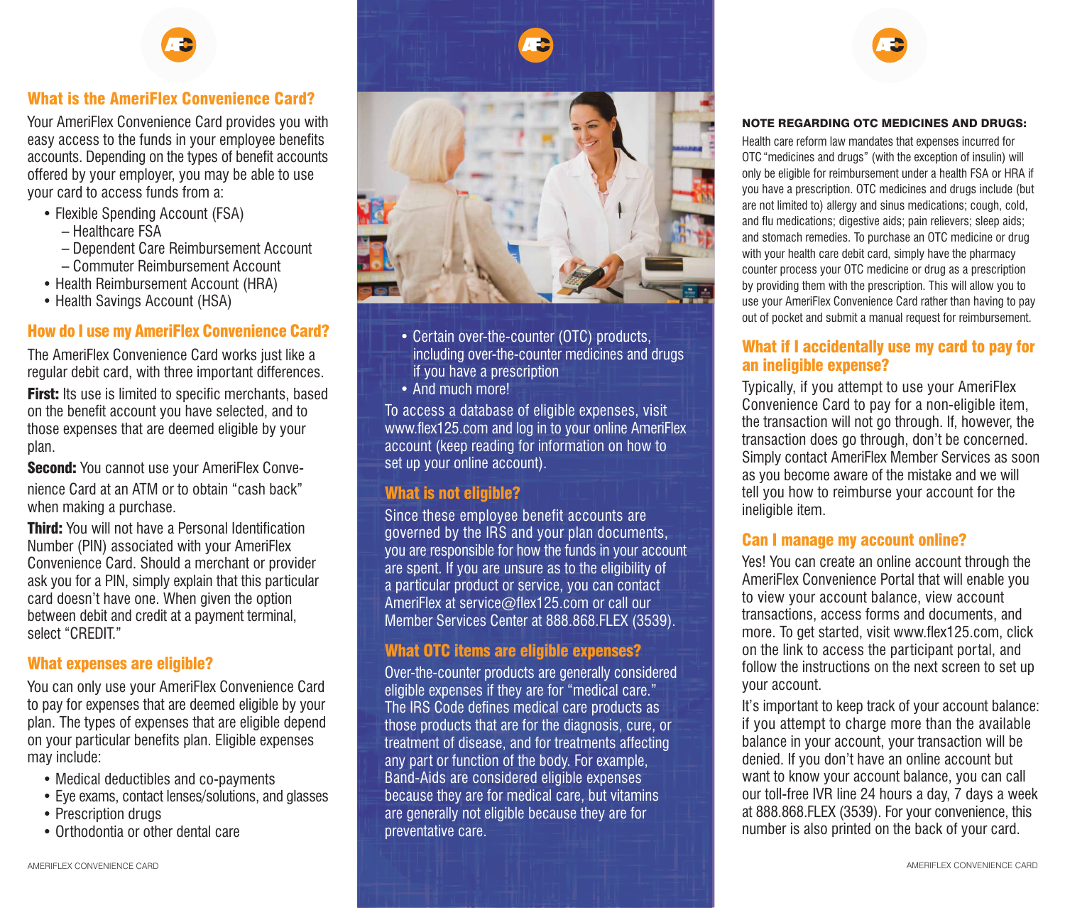## What is the AmeriFlex Convenience Card?

Your AmeriFlex Convenience Card provides you with easy access to the funds in your employee benefits accounts. Depending on the types of benefit accounts offered by your employer, you may be able to use your card to access funds from a:

- Flexible Spending Account (FSA)
  - Healthcare FSA
  - Dependent Care Reimbursement Account
  - Commuter Reimbursement Account
- Health Reimbursement Account (HRA)
- Health Savings Account (HSA)

## How do I use my AmeriFlex Convenience Card?

The AmeriFlex Convenience Card works just like a regular debit card, with three important differences.

**First:** Its use is limited to specific merchants, based on the benefit account you have selected, and to those expenses that are deemed eligible by your plan.

**Second:** You cannot use your AmeriFlex Convenience Card at an ATM or to obtain "cash back" when making a purchase.

**Third:** You will not have a Personal Identification Number (PIN) associated with your AmeriFlex Convenience Card. Should a merchant or provider ask you for a PIN, simply explain that this particular card doesn't have one. When given the option between debit and credit at a payment terminal, select "CREDIT."

## What expenses are eligible?

You can only use your AmeriFlex Convenience Card to pay for expenses that are deemed eligible by your plan. The types of expenses that are eligible depend on your particular benefits plan. Eligible expenses may include:

- Medical deductibles and co-payments
- Eye exams, contact lenses/solutions, and glasses
- Prescription drugs
- Orthodontia or other dental care
- Certain over-the-counter (OTC) products, including over-the-counter medicines and drugs if you have a prescription
- And much more!

To access a database of eligible expenses, visit www.flex125.com and log in to your online AmeriFlex account (keep reading for information on how to set up your online account).

## What is not eligible?

Since these employee benefit accounts are governed by the IRS and your plan documents, you are responsible for how the funds in your account are spent. If you are unsure as to the eligibility of a particular product or service, you can contact AmeriFlex at service@flex125.com or call our Member Services Center at 888.868.FLEX (3539).

## What OTC items are eligible expenses?

Over-the-counter products are generally considered eligible expenses if they are for "medical care." The IRS Code defines medical care products as those products that are for the diagnosis, cure, or treatment of disease, and for treatments affecting any part or function of the body. For example, Band-Aids are considered eligible expenses because they are for medical care, but vitamins are generally not eligible because they are for preventative care.

**NOTE REGARDING OTC MEDICINES AND DRUGS:**

Health care reform law mandates that expenses incurred for OTC "medicines and drugs" (with the exception of insulin) will only be eligible for reimbursement under a health FSA or HRA if you have a prescription. OTC medicines and drugs include (but are not limited to) allergy and sinus medications; cough, cold, and flu medications; digestive aids; pain relievers; sleep aids; and stomach remedies. To purchase an OTC medicine or drug with your health care debit card, simply have the pharmacy counter process your OTC medicine or drug as a prescription by providing them with the prescription. This will allow you to use your AmeriFlex Convenience Card rather than having to pay out of pocket and submit a manual request for reimbursement.

## What if I accidentally use my card to pay for an ineligible expense?

Typically, if you attempt to use your AmeriFlex Convenience Card to pay for a non-eligible item, the transaction will not go through. If, however, the transaction does go through, don't be concerned. Simply contact AmeriFlex Member Services as soon as you become aware of the mistake and we will tell you how to reimburse your account for the ineligible item.

## Can I manage my account online?

Yes! You can create an online account through the AmeriFlex Convenience Portal that will enable you to view your account balance, view account transactions, access forms and documents, and more. To get started, visit www.flex125.com, click on the link to access the participant portal, and follow the instructions on the next screen to set up your account.

It's important to keep track of your account balance: if you attempt to charge more than the available balance in your account, your transaction will be denied. If you don't have an online account but want to know your account balance, you can call our toll-free IVR line 24 hours a day, 7 days a week at 888.868.FLEX (3539). For your convenience, this number is also printed on the back of your card.